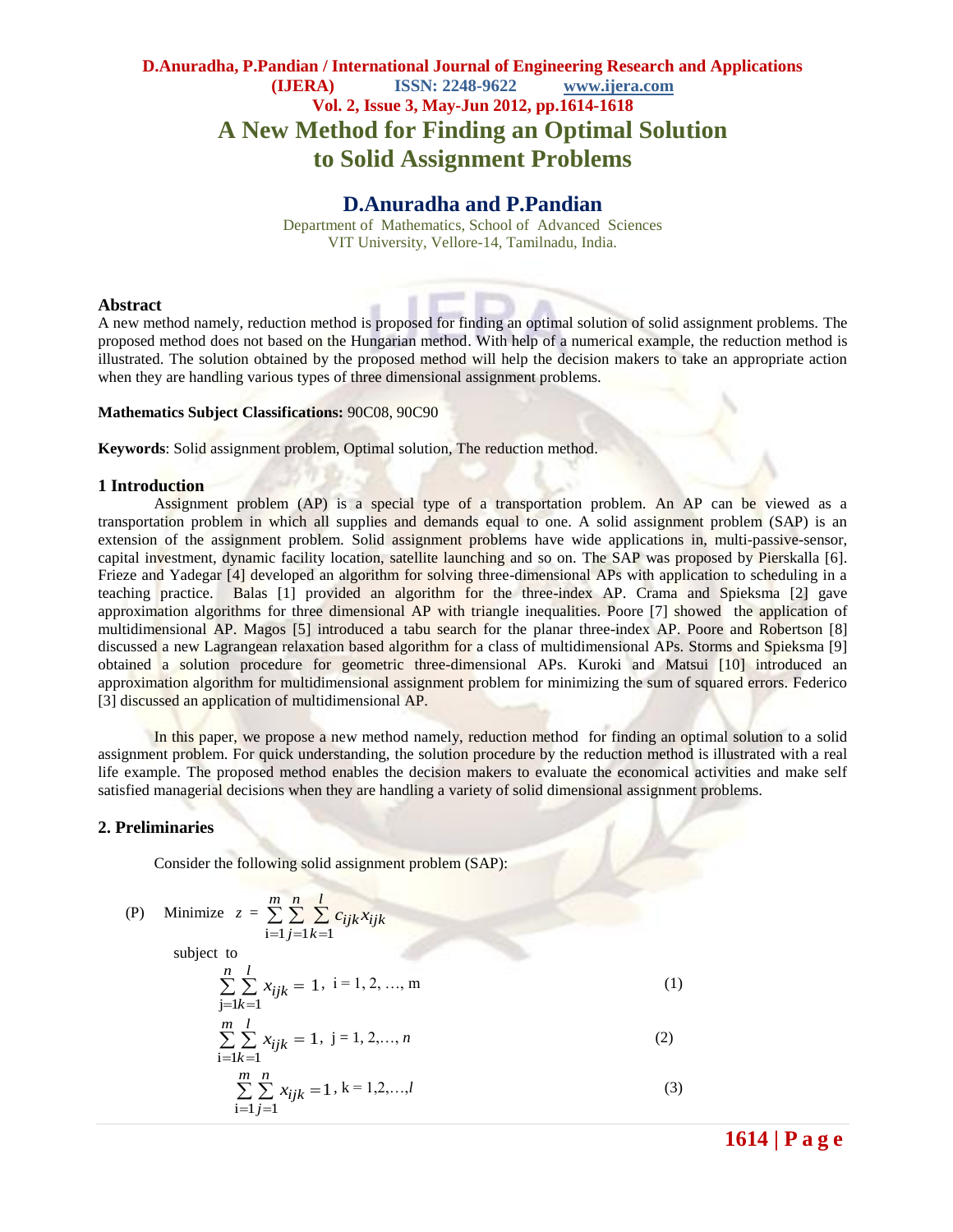# A New Method for Finding an Optimal Solution to Solid Assignment Problems

## D.Anuradha and P.Pandian

Department of Mathematics, School of Advanced Sciences
VIT University, Vellore-14, Tamilnadu, India.

### Abstract

A new method namely, reduction method is proposed for finding an optimal solution of solid assignment problems. The proposed method does not based on the Hungarian method. With help of a numerical example, the reduction method is illustrated. The solution obtained by the proposed method will help the decision makers to take an appropriate action when they are handling various types of three dimensional assignment problems.

**Mathematics Subject Classifications:** 90C08, 90C90

**Keywords**: Solid assignment problem, Optimal solution, The reduction method.

### 1 Introduction

Assignment problem (AP) is a special type of a transportation problem. An AP can be viewed as a transportation problem in which all supplies and demands equal to one. A solid assignment problem (SAP) is an extension of the assignment problem. Solid assignment problems have wide applications in, multi-passive-sensor, capital investment, dynamic facility location, satellite launching and so on. The SAP was proposed by Pierskalla [6]. Frieze and Yadegar [4] developed an algorithm for solving three-dimensional APs with application to scheduling in a teaching practice. Balas [1] provided an algorithm for the three-index AP. Crama and Spieksma [2] gave approximation algorithms for three dimensional AP with triangle inequalities. Poore [7] showed the application of multidimensional AP. Magos [5] introduced a tabu search for the planar three-index AP. Poore and Robertson [8] discussed a new Lagrangean relaxation based algorithm for a class of multidimensional APs. Storms and Spieksma [9] obtained a solution procedure for geometric three-dimensional APs. Kuroki and Matsui [10] introduced an approximation algorithm for multidimensional assignment problem for minimizing the sum of squared errors. Federico [3] discussed an application of multidimensional AP.

In this paper, we propose a new method namely, reduction method for finding an optimal solution to a solid assignment problem. For quick understanding, the solution procedure by the reduction method is illustrated with a real life example. The proposed method enables the decision makers to evaluate the economical activities and make self satisfied managerial decisions when they are handling a variety of solid dimensional assignment problems.

### 2. Preliminaries

Consider the following solid assignment problem (SAP):

(P) Minimize $z = \sum_{i=1}^{m}\sum_{j=1}^{n}\sum_{k=1}^{l} c_{ijk}x_{ijk}$

subject to

$$\sum_{j=1}^{n}\sum_{k=1}^{l} x_{ijk} = 1, \quad i = 1, 2, \ldots, m \tag{1}$$

$$\sum_{i=1}^{m}\sum_{k=1}^{l} x_{ijk} = 1, \quad j = 1, 2, \ldots, n \tag{2}$$

$$\sum_{i=1}^{m}\sum_{j=1}^{n} x_{ijk} = 1, \quad k = 1, 2, \ldots, l \tag{3}$$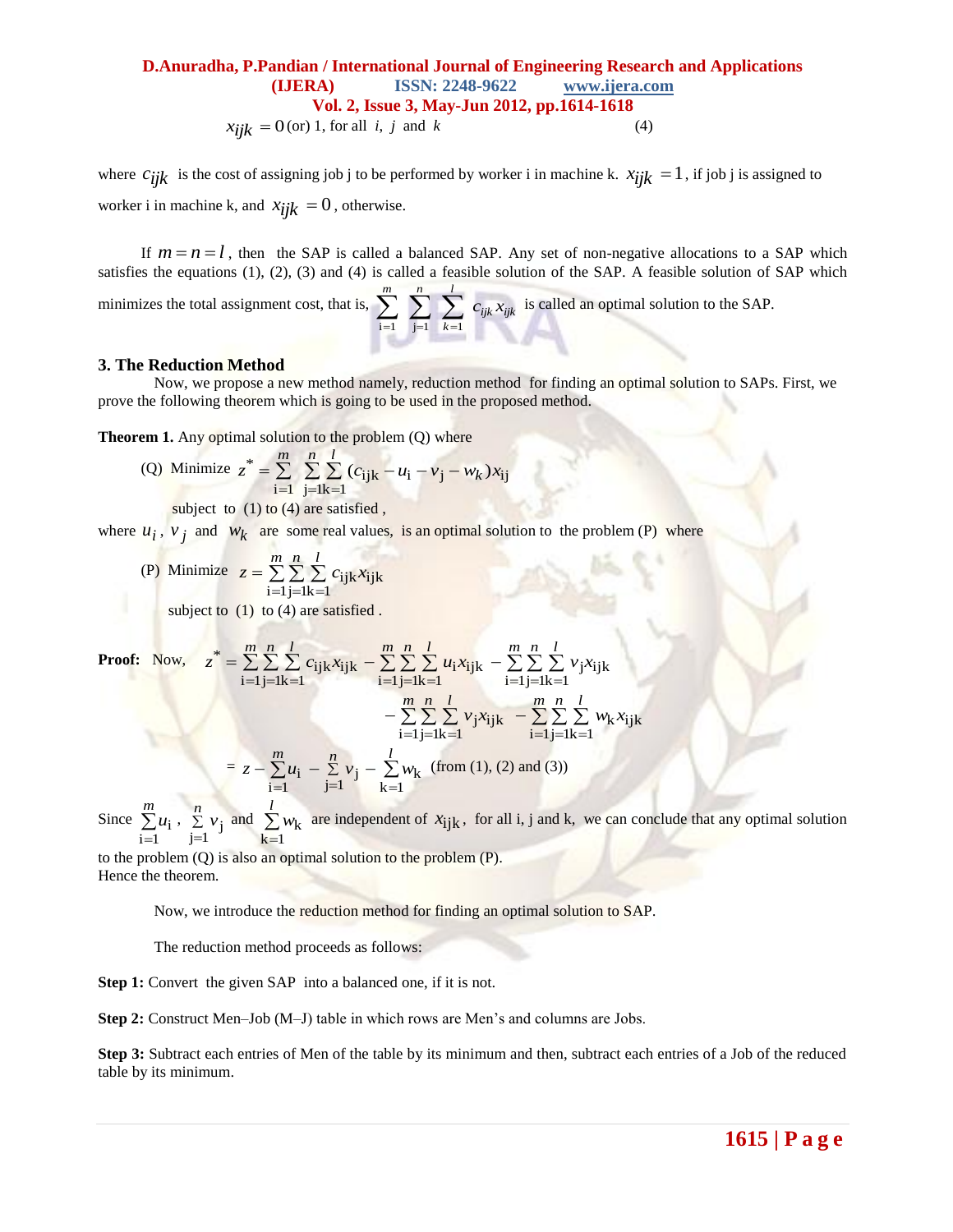$$x_{ijk} = 0 \text{ (or) } 1, \text{ for all } i, j \text{ and } k \quad (4)$$

where $c_{ijk}$ is the cost of assigning job j to be performed by worker i in machine k. $x_{ijk} = 1$, if job j is assigned to worker i in machine k, and $x_{ijk} = 0$, otherwise.

If $m = n = l$, then the SAP is called a balanced SAP. Any set of non-negative allocations to a SAP which satisfies the equations (1), (2), (3) and (4) is called a feasible solution of the SAP. A feasible solution of SAP which minimizes the total assignment cost, that is, $\sum_{i=1}^{m}\sum_{j=1}^{n}\sum_{k=1}^{l} c_{ijk}x_{ijk}$ is called an optimal solution to the SAP.

### 3. The Reduction Method

Now, we propose a new method namely, reduction method for finding an optimal solution to SAPs. First, we prove the following theorem which is going to be used in the proposed method.

**Theorem 1.** Any optimal solution to the problem (Q) where

(Q) Minimize $z^* = \sum_{i=1}^{m}\sum_{j=1}^{n}\sum_{k=1}^{l} (c_{ijk} - u_i - v_j - w_k)x_{ij}$

subject to (1) to (4) are satisfied ,

where $u_i$, $v_j$ and $w_k$ are some real values, is an optimal solution to the problem (P) where

(P) Minimize $z = \sum_{i=1}^{m}\sum_{j=1}^{n}\sum_{k=1}^{l} c_{ijk}x_{ijk}$

subject to (1) to (4) are satisfied .

**Proof:** Now,

$$z^* = \sum_{i=1}^{m}\sum_{j=1}^{n}\sum_{k=1}^{l} c_{ijk}x_{ijk} - \sum_{i=1}^{m}\sum_{j=1}^{n}\sum_{k=1}^{l} u_i x_{ijk} - \sum_{i=1}^{m}\sum_{j=1}^{n}\sum_{k=1}^{l} v_j x_{ijk}$$

$$- \sum_{i=1}^{m}\sum_{j=1}^{n}\sum_{k=1}^{l} v_j x_{ijk} - \sum_{i=1}^{m}\sum_{j=1}^{n}\sum_{k=1}^{l} w_k x_{ijk}$$

$$= z - \sum_{i=1}^{m} u_i - \sum_{j=1}^{n} v_j - \sum_{k=1}^{l} w_k \quad \text{(from (1), (2) and (3))}$$

Since $\sum_{i=1}^{m} u_i$, $\sum_{j=1}^{n} v_j$ and $\sum_{k=1}^{l} w_k$ are independent of $x_{ijk}$, for all i, j and k, we can conclude that any optimal solution to the problem (Q) is also an optimal solution to the problem (P).

Hence the theorem.

Now, we introduce the reduction method for finding an optimal solution to SAP.

The reduction method proceeds as follows:

**Step 1:** Convert the given SAP into a balanced one, if it is not.

**Step 2:** Construct Men–Job (M–J) table in which rows are Men's and columns are Jobs.

**Step 3:** Subtract each entries of Men of the table by its minimum and then, subtract each entries of a Job of the reduced table by its minimum.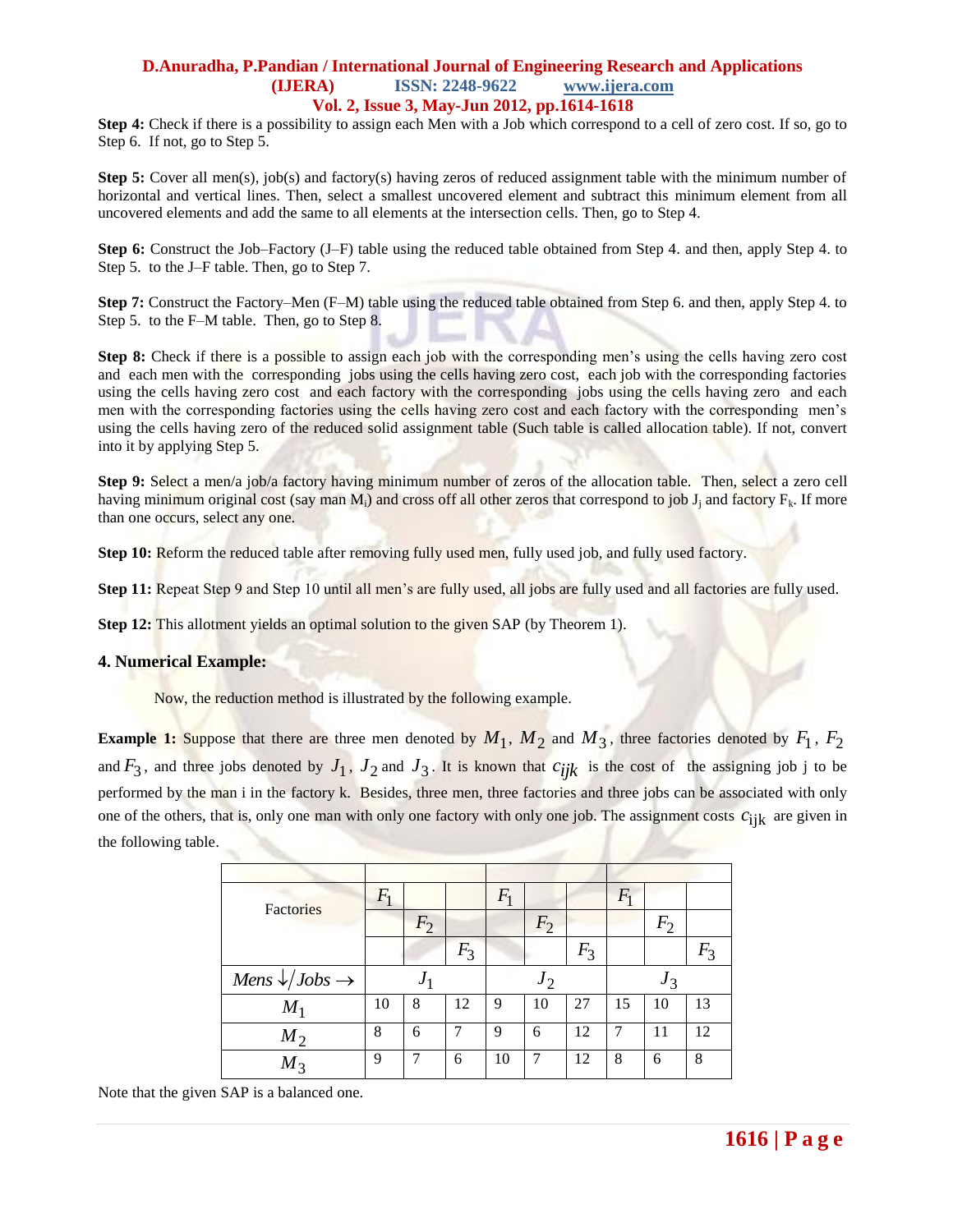**Step 4:** Check if there is a possibility to assign each Men with a Job which correspond to a cell of zero cost. If so, go to Step 6. If not, go to Step 5.

**Step 5:** Cover all men(s), job(s) and factory(s) having zeros of reduced assignment table with the minimum number of horizontal and vertical lines. Then, select a smallest uncovered element and subtract this minimum element from all uncovered elements and add the same to all elements at the intersection cells. Then, go to Step 4.

**Step 6:** Construct the Job–Factory (J–F) table using the reduced table obtained from Step 4. and then, apply Step 4. to Step 5. to the J–F table. Then, go to Step 7.

**Step 7:** Construct the Factory–Men (F–M) table using the reduced table obtained from Step 6. and then, apply Step 4. to Step 5. to the F–M table. Then, go to Step 8.

**Step 8:** Check if there is a possible to assign each job with the corresponding men's using the cells having zero cost and each men with the corresponding jobs using the cells having zero cost, each job with the corresponding factories using the cells having zero cost and each factory with the corresponding jobs using the cells having zero and each men with the corresponding factories using the cells having zero cost and each factory with the corresponding men's using the cells having zero of the reduced solid assignment table (Such table is called allocation table). If not, convert into it by applying Step 5.

**Step 9:** Select a men/a job/a factory having minimum number of zeros of the allocation table. Then, select a zero cell having minimum original cost (say man $M_i$) and cross off all other zeros that correspond to job $J_j$ and factory $F_k$. If more than one occurs, select any one.

**Step 10:** Reform the reduced table after removing fully used men, fully used job, and fully used factory.

**Step 11:** Repeat Step 9 and Step 10 until all men's are fully used, all jobs are fully used and all factories are fully used.

**Step 12:** This allotment yields an optimal solution to the given SAP (by Theorem 1).

## 4. Numerical Example:

Now, the reduction method is illustrated by the following example.

**Example 1:** Suppose that there are three men denoted by $M_1$, $M_2$ and $M_3$, three factories denoted by $F_1$, $F_2$ and $F_3$, and three jobs denoted by $J_1$, $J_2$ and $J_3$. It is known that $c_{ijk}$ is the cost of the assigning job j to be performed by the man i in the factory k. Besides, three men, three factories and three jobs can be associated with only one of the others, that is, only one man with only one factory with only one job. The assignment costs $c_{ijk}$ are given in the following table.

| Factories | $F_1$ | $F_2$ | $F_3$ | $F_1$ | $F_2$ | $F_3$ | $F_1$ | $F_2$ | $F_3$ |
|---|---|---|---|---|---|---|---|---|---|
| $Mens \downarrow / Jobs \rightarrow$ | $J_1$ | | | $J_2$ | | | $J_3$ | | |
| $M_1$ | 10 | 8 | 12 | 9 | 10 | 27 | 15 | 10 | 13 |
| $M_2$ | 8 | 6 | 7 | 9 | 6 | 12 | 7 | 11 | 12 |
| $M_3$ | 9 | 7 | 6 | 10 | 7 | 12 | 8 | 6 | 8 |

Note that the given SAP is a balanced one.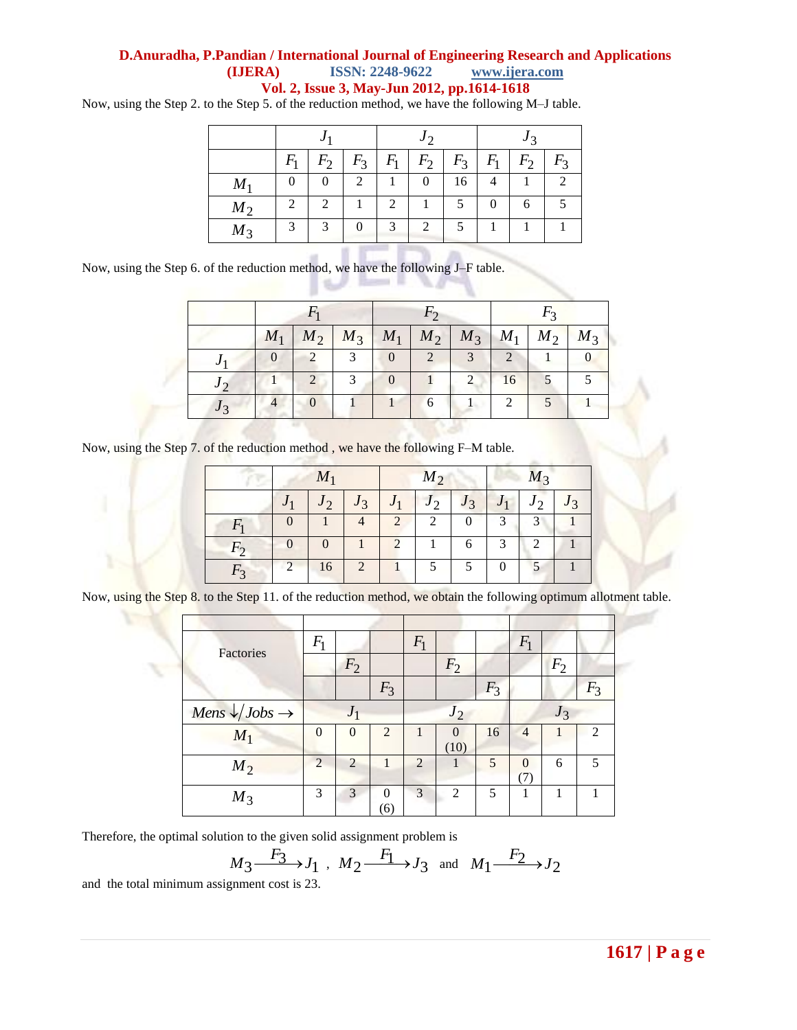Now, using the Step 2. to the Step 5. of the reduction method, we have the following M–J table.

| | $J_1$ | | | $J_2$ | | | $J_3$ | | |
|---|---|---|---|---|---|---|---|---|---|
| | $F_1$ | $F_2$ | $F_3$ | $F_1$ | $F_2$ | $F_3$ | $F_1$ | $F_2$ | $F_3$ |
| $M_1$ | 0 | 0 | 2 | 1 | 0 | 16 | 4 | 1 | 2 |
| $M_2$ | 2 | 2 | 1 | 2 | 1 | 5 | 0 | 6 | 5 |
| $M_3$ | 3 | 3 | 0 | 3 | 2 | 5 | 1 | 1 | 1 |

Now, using the Step 6. of the reduction method, we have the following J–F table.

| | $F_1$ | | | $F_2$ | | | $F_3$ | | |
|---|---|---|---|---|---|---|---|---|---|
| | $M_1$ | $M_2$ | $M_3$ | $M_1$ | $M_2$ | $M_3$ | $M_1$ | $M_2$ | $M_3$ |
| $J_1$ | 0 | 2 | 3 | 0 | 2 | 3 | 2 | 1 | 0 |
| $J_2$ | 1 | 2 | 3 | 0 | 1 | 2 | 16 | 5 | 5 |
| $J_3$ | 4 | 0 | 1 | 1 | 6 | 1 | 2 | 5 | 1 |

Now, using the Step 7. of the reduction method , we have the following F–M table.

| | $M_1$ | | | $M_2$ | | | $M_3$ | | |
|---|---|---|---|---|---|---|---|---|---|
| | $J_1$ | $J_2$ | $J_3$ | $J_1$ | $J_2$ | $J_3$ | $J_1$ | $J_2$ | $J_3$ |
| $F_1$ | 0 | 1 | 4 | 2 | 2 | 0 | 3 | 3 | 1 |
| $F_2$ | 0 | 0 | 1 | 2 | 1 | 6 | 3 | 2 | 1 |
| $F_3$ | 2 | 16 | 2 | 1 | 5 | 5 | 0 | 5 | 1 |

Now, using the Step 8. to the Step 11. of the reduction method, we obtain the following optimum allotment table.

| Factories | $F_1$ | | | $F_1$ | | | $F_1$ | | |
|---|---|---|---|---|---|---|---|---|---|
| | | $F_2$ | | | $F_2$ | | | $F_2$ | |
| | | | $F_3$ | | | $F_3$ | | | $F_3$ |
| $Mens \downarrow / Jobs \rightarrow$ | $J_1$ | | | $J_2$ | | | $J_3$ | | |
| $M_1$ | 0 | 0 | 2 | 1 | 0 (10) | 16 | 4 | 1 | 2 |
| $M_2$ | 2 | 2 | 1 | 2 | 1 | 5 | 0 (7) | 6 | 5 |
| $M_3$ | 3 | 3 | 0 (6) | 3 | 2 | 5 | 1 | 1 | 1 |

Therefore, the optimal solution to the given solid assignment problem is

$$M_3 \xrightarrow{F_3} J_1 \ , \ M_2 \xrightarrow{F_1} J_3 \ \text{ and } \ M_1 \xrightarrow{F_2} J_2$$

and the total minimum assignment cost is 23.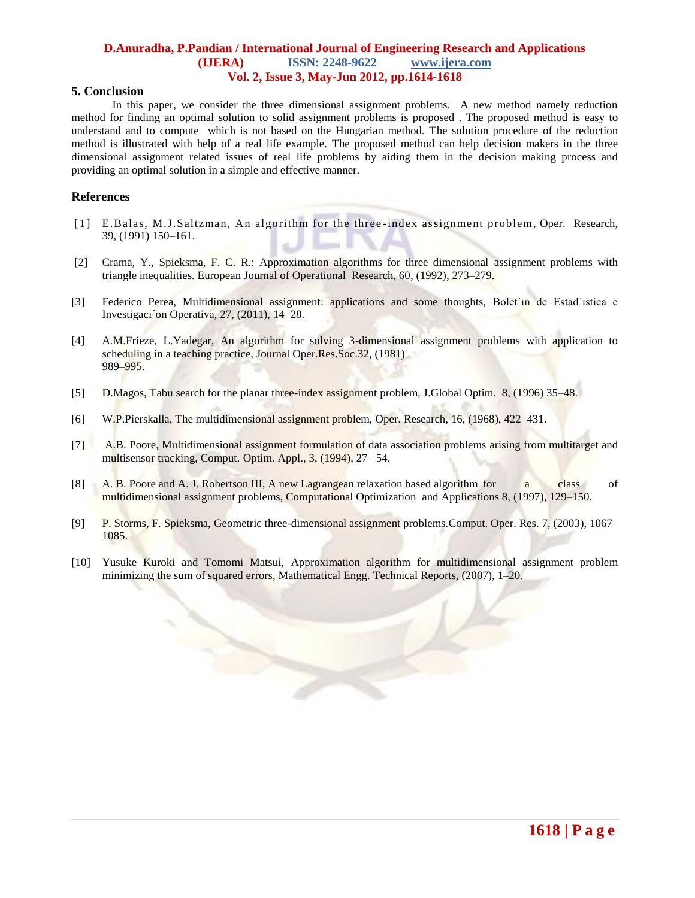## 5. Conclusion

In this paper, we consider the three dimensional assignment problems. A new method namely reduction method for finding an optimal solution to solid assignment problems is proposed . The proposed method is easy to understand and to compute which is not based on the Hungarian method. The solution procedure of the reduction method is illustrated with help of a real life example. The proposed method can help decision makers in the three dimensional assignment related issues of real life problems by aiding them in the decision making process and providing an optimal solution in a simple and effective manner.

## References

[1] E.Balas, M.J.Saltzman, An algorithm for the three-index assignment problem, Oper. Research, 39, (1991) 150–161.

[2] Crama, Y., Spieksma, F. C. R.: Approximation algorithms for three dimensional assignment problems with triangle inequalities. European Journal of Operational Research, 60, (1992), 273–279.

[3] Federico Perea, Multidimensional assignment: applications and some thoughts, Bolet´ın de Estad´ıstica e Investigaci´on Operativa, 27, (2011), 14–28.

[4] A.M.Frieze, L.Yadegar, An algorithm for solving 3-dimensional assignment problems with application to scheduling in a teaching practice, Journal Oper.Res.Soc.32, (1981) 989–995.

[5] D.Magos, Tabu search for the planar three-index assignment problem, J.Global Optim. 8, (1996) 35–48.

[6] W.P.Pierskalla, The multidimensional assignment problem, Oper. Research, 16, (1968), 422–431.

[7] A.B. Poore, Multidimensional assignment formulation of data association problems arising from multitarget and multisensor tracking, Comput. Optim. Appl., 3, (1994), 27– 54.

[8] A. B. Poore and A. J. Robertson III, A new Lagrangean relaxation based algorithm for a class of multidimensional assignment problems, Computational Optimization and Applications 8, (1997), 129–150.

[9] P. Storms, F. Spieksma, Geometric three-dimensional assignment problems.Comput. Oper. Res. 7, (2003), 1067–1085.

[10] Yusuke Kuroki and Tomomi Matsui, Approximation algorithm for multidimensional assignment problem minimizing the sum of squared errors, Mathematical Engg. Technical Reports, (2007), 1–20.